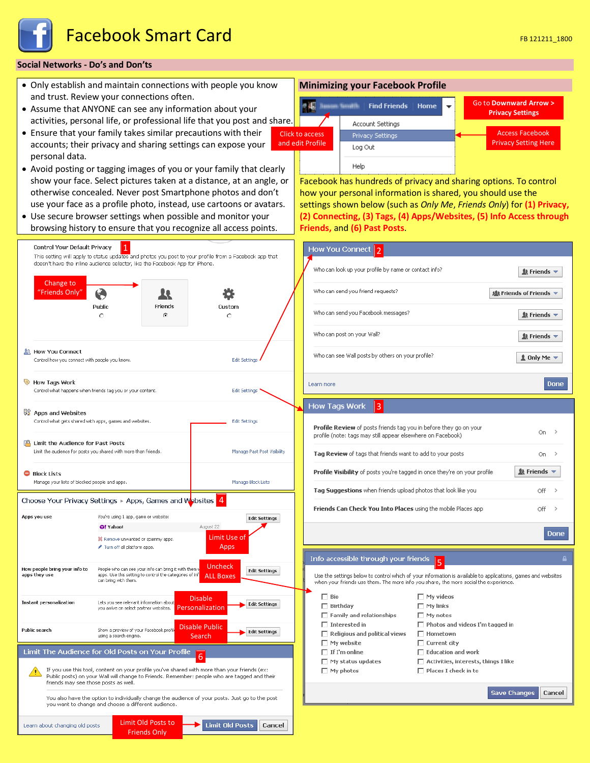# Facebook Smart Card

FB 121211_1800

## Social Networks - Do's and Don'ts

- Only establish and maintain connections with people you know and trust. Review your connections often.
- Assume that ANYONE can see any information about your activities, personal life, or professional life that you post and share.
- Ensure that your family takes similar precautions with their accounts; their privacy and sharing settings can expose your personal data.
- Avoid posting or tagging images of you or your family that clearly show your face. Select pictures taken at a distance, at an angle, or otherwise concealed. Never post Smartphone photos and don't use your face as a profile photo, instead, use cartoons or avatars.
- Use secure browser settings when possible and monitor your browsing history to ensure that you recognize all access points.

## Minimizing your Facebook Profile

Find Friends | Home

Click to access and edit Profile

Go to Downward Arrow > Privacy Settings

- Account Settings
- Privacy Settings
- Log Out
- Help

Access Facebook Privacy Setting Here

Facebook has hundreds of privacy and sharing options. To control how your personal information is shared, you should use the settings shown below (such as *Only Me*, *Friends Only*) for **(1) Privacy, (2) Connecting, (3) Tags, (4) Apps/Websites, (5) Info Access through Friends,** and **(6) Past Posts**.

### 1 Control Your Default Privacy

This setting will apply to status updates and photos you post to your profile from a Facebook app that doesn't have the inline audience selector, like the Facebook App for iPhone.

Change to "Friends Only"

Public | Friends | Custom

- **How You Connect** — Control how you connect with people you know. — Edit Settings
- **How Tags Work** — Control what happens when friends tag you or your content. — Edit Settings
- **Apps and Websites** — Control what gets shared with apps, games and websites. — Edit Settings
- **Limit the Audience for Past Posts** — Limit the audience for posts you shared with more than friends. — Manage Past Post Visibility
- **Block Lists** — Manage your lists of blocked people and apps. — Manage Block Lists

### 2 How You Connect

| Setting | Value |
|---|---|
| Who can look up your profile by name or contact info? | Friends |
| Who can send you friend requests? | Friends of Friends |
| Who can send you Facebook messages? | Friends |
| Who can post on your Wall? | Friends |
| Who can see Wall posts by others on your profile? | Only Me |

Learn more | Done

### 3 How Tags Work

| Setting | Value |
|---|---|
| **Profile Review** of posts friends tag you in before they go on your profile (note: tags may still appear elsewhere on Facebook) | On |
| **Tag Review** of tags that friends want to add to your posts | On |
| **Profile Visibility** of posts you're tagged in once they're on your profile | Friends |
| **Tag Suggestions** when friends upload photos that look like you | Off |
| **Friends Can Check You Into Places** using the mobile Places app | Off |

Done

### 4 Choose Your Privacy Settings › Apps, Games and Websites

- **Apps you use** — You're using 1 app, game or website: Yahoo! (August 22). Remove unwanted or spammy apps. Turn off all platform apps. — Edit Settings — *Limit Use of Apps*
- **How people bring your info to apps they use** — People who can see your info can bring it with them when they use apps. Use this setting to control the categories of info people can bring with them. — Edit Settings — *Uncheck ALL Boxes*
- **Instant personalization** — Lets you see relevant information about your friends the moment you arrive on select partner websites. — Edit Settings — *Disable Personalization*
- **Public search** — Show a preview of your Facebook profile when people look for you using a search engine. — Edit Settings — *Disable Public Search*

### 5 Info accessible through your friends

Use the settings below to control which of your information is available to applications, games and websites when your friends use them. The more info you share, the more social the experience.

- ☐ Bio
- ☐ Birthday
- ☐ Family and relationships
- ☐ Interested in
- ☐ Religious and political views
- ☐ My website
- ☐ If I'm online
- ☐ My status updates
- ☐ My photos
- ☐ My videos
- ☐ My links
- ☐ My notes
- ☐ Photos and videos I'm tagged in
- ☐ Hometown
- ☐ Current city
- ☐ Education and work
- ☐ Activities, interests, things I like
- ☐ Places I check in to

Save Changes | Cancel

### 6 Limit The Audience for Old Posts on Your Profile

If you use this tool, content on your profile you've shared with more than your friends (ex: Public posts) on your Wall will change to Friends. Remember: people who are tagged and their friends may see those posts as well.

You also have the option to individually change the audience of your posts. Just go to the post you want to change and choose a different audience.

Learn about changing old posts

Limit Old Posts to Friends Only → Limit Old Posts | Cancel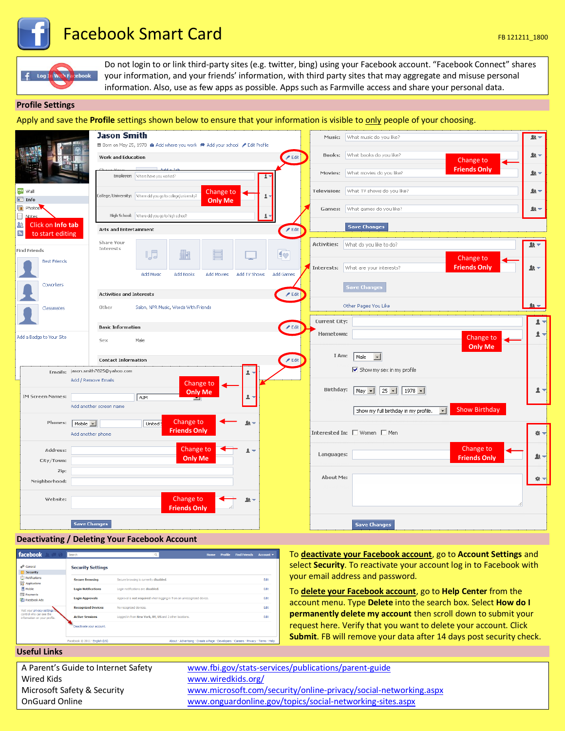# Facebook Smart Card

FB 121211_1800

Do not login to or link third-party sites (e.g. twitter, bing) using your Facebook account. "Facebook Connect" shares your information, and your friends' information, with third party sites that may aggregate and misuse personal information. Also, use as few apps as possible. Apps such as Farmville access and share your personal data.

## Profile Settings

Apply and save the **Profile** settings shown below to ensure that your information is visible to only people of your choosing.

Click on Info tab to start editing

Change to Only Me

Change to Friends Only

Change to Friends Only

Change to Only Me

Change to Only Me

Change to Friends Only

Change to Only Me

Change to Friends Only

Show Birthday

Change to Friends Only

## Deactivating / Deleting Your Facebook Account

To **deactivate your Facebook account**, go to **Account Settings** and select **Security**. To reactivate your account log in to Facebook with your email address and password.

To **delete your Facebook account**, go to **Help Center** from the account menu. Type **Delete** into the search box. Select **How do I permanently delete my account** then scroll down to submit your request here. Verify that you want to delete your account. Click **Submit**. FB will remove your data after 14 days post security check.

## Useful Links

| | |
|---|---|
| A Parent's Guide to Internet Safety | www.fbi.gov/stats-services/publications/parent-guide |
| Wired Kids | www.wiredkids.org/ |
| Microsoft Safety & Security | www.microsoft.com/security/online-privacy/social-networking.aspx |
| OnGuard Online | www.onguardonline.gov/topics/social-networking-sites.aspx |